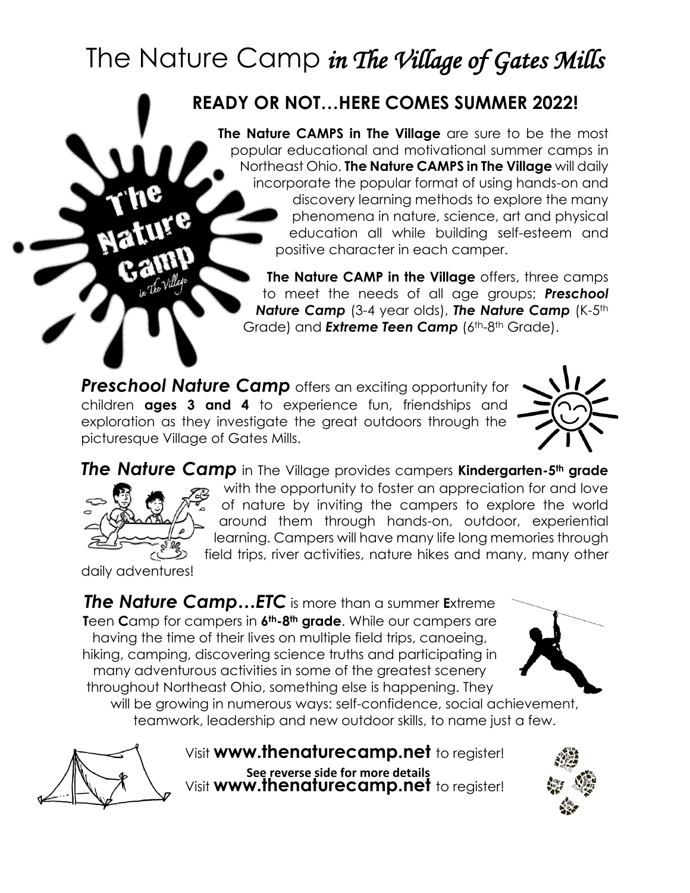# The Nature Camp *in The Village of Gates Mills*

## READY OR NOT…HERE COMES SUMMER 2022!

**The Nature CAMPS in The Village** are sure to be the most popular educational and motivational summer camps in Northeast Ohio. **The Nature CAMPS in The Village** will daily incorporate the popular format of using hands-on and discovery learning methods to explore the many phenomena in nature, science, art and physical education all while building self-esteem and positive character in each camper.

**The Nature CAMP in the Village** offers, three camps to meet the needs of all age groups; ***Preschool Nature Camp*** (3-4 year olds), ***The Nature Camp*** (K-5th Grade) and ***Extreme Teen Camp*** (6th-8th Grade).

***Preschool Nature Camp*** offers an exciting opportunity for children **ages 3 and 4** to experience fun, friendships and exploration as they investigate the great outdoors through the picturesque Village of Gates Mills.

***The Nature Camp*** in The Village provides campers **Kindergarten-5th grade** with the opportunity to foster an appreciation for and love of nature by inviting the campers to explore the world around them through hands-on, outdoor, experiential learning. Campers will have many life long memories through field trips, river activities, nature hikes and many, many other daily adventures!

***The Nature Camp…ETC*** is more than a summer **E**xtreme **T**een **C**amp for campers in **6th-8th grade**. While our campers are having the time of their lives on multiple field trips, canoeing, hiking, camping, discovering science truths and participating in many adventurous activities in some of the greatest scenery throughout Northeast Ohio, something else is happening. They will be growing in numerous ways: self-confidence, social achievement, teamwork, leadership and new outdoor skills, to name just a few.

Visit **www.thenaturecamp.net** to register!

**See reverse side for more details**

Visit **www.thenaturecamp.net** to register!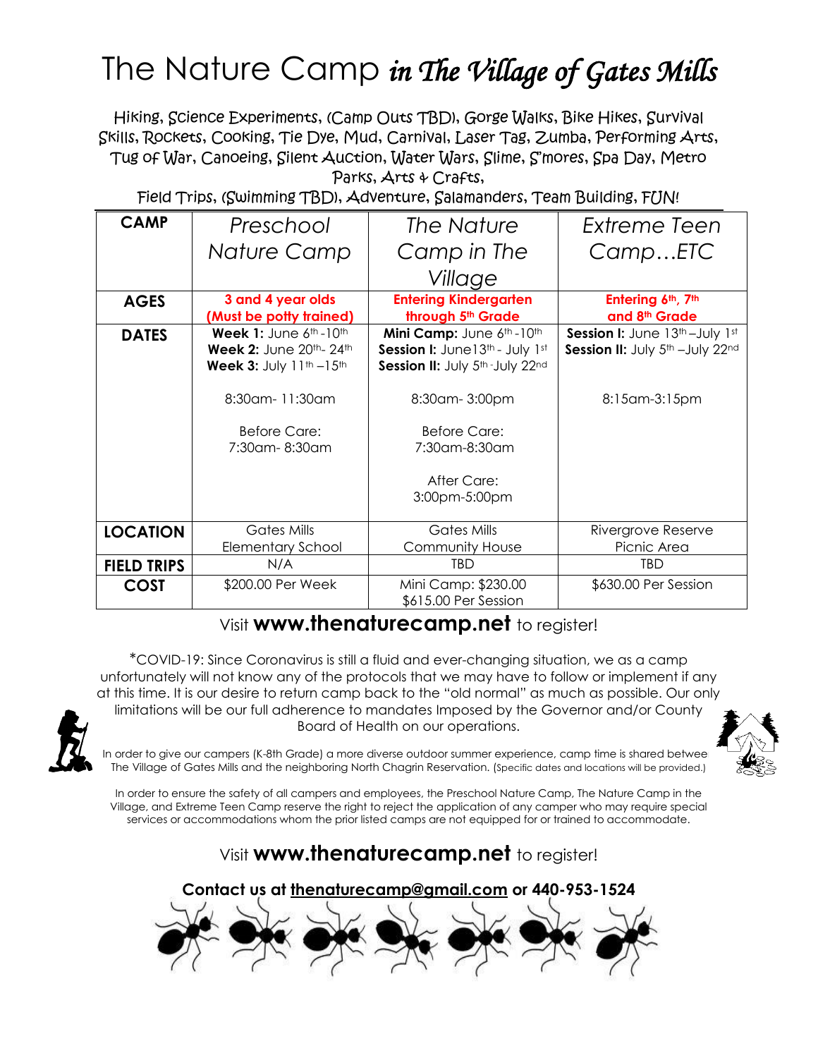# The Nature Camp *in The Village of Gates Mills*

Hiking, Science Experiments, (Camp Outs TBD), Gorge Walks, Bike Hikes, Survival Skills, Rockets, Cooking, Tie Dye, Mud, Carnival, Laser Tag, Zumba, Performing Arts, Tug of War, Canoeing, Silent Auction, Water Wars, Slime, S'mores, Spa Day, Metro Parks, Arts & Crafts, Field Trips, (Swimming TBD), Adventure, Salamanders, Team Building, FUN!

| **CAMP** | *Preschool Nature Camp* | *The Nature Camp in The Village* | *Extreme Teen Camp…ETC* |
|---|---|---|---|
| **AGES** | **3 and 4 year olds (Must be potty trained)** | **Entering Kindergarten through 5th Grade** | **Entering 6th, 7th and 8th Grade** |
| **DATES** | **Week 1:** June 6th-10th<br>**Week 2:** June 20th-24th<br>**Week 3:** July 11th–15th<br><br>8:30am- 11:30am<br><br>Before Care:<br>7:30am- 8:30am | **Mini Camp:** June 6th-10th<br>**Session I:** June13th- July 1st<br>**Session II:** July 5th-July 22nd<br><br>8:30am- 3:00pm<br><br>Before Care:<br>7:30am-8:30am<br><br>After Care:<br>3:00pm-5:00pm | **Session I:** June 13th–July 1st<br>**Session II:** July 5th–July 22nd<br><br>8:15am-3:15pm |
| **LOCATION** | Gates Mills Elementary School | Gates Mills Community House | Rivergrove Reserve Picnic Area |
| **FIELD TRIPS** | N/A | TBD | TBD |
| **COST** | $200.00 Per Week | Mini Camp: $230.00<br>$615.00 Per Session | $630.00 Per Session |

Visit **www.thenaturecamp.net** to register!

*COVID-19: Since Coronavirus is still a fluid and ever-changing situation, we as a camp unfortunately will not know any of the protocols that we may have to follow or implement if any at this time. It is our desire to return camp back to the "old normal" as much as possible. Our only limitations will be our full adherence to mandates Imposed by the Governor and/or County Board of Health on our operations.

In order to give our campers (K-8th Grade) a more diverse outdoor summer experience, camp time is shared betwee The Village of Gates Mills and the neighboring North Chagrin Reservation. (Specific dates and locations will be provided.)

In order to ensure the safety of all campers and employees, the Preschool Nature Camp, The Nature Camp in the Village, and Extreme Teen Camp reserve the right to reject the application of any camper who may require special services or accommodations whom the prior listed camps are not equipped for or trained to accommodate.

Visit **www.thenaturecamp.net** to register!

**Contact us at thenaturecamp@gmail.com or 440-953-1524**